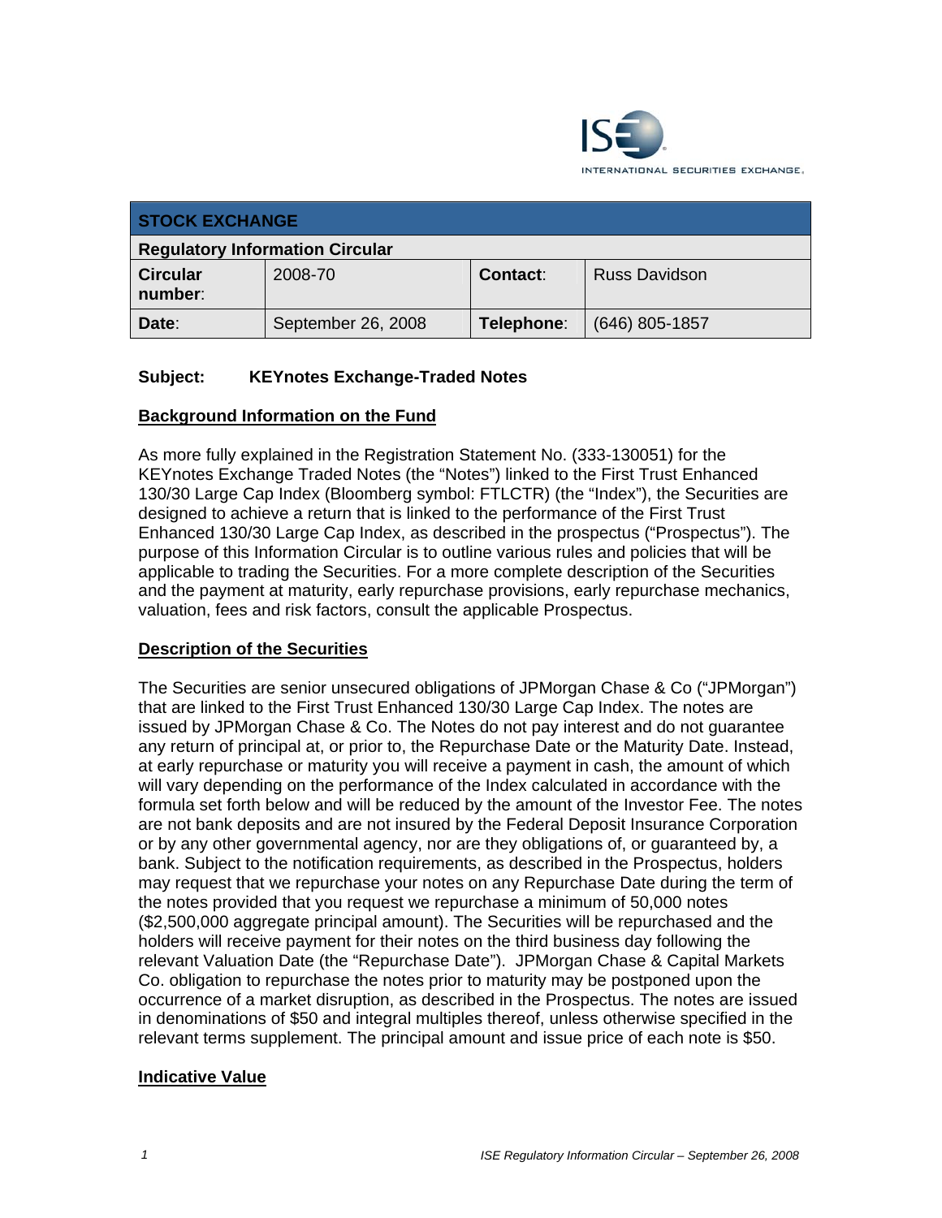INTERNATIONAL SECURITIES EXCHANGE.

| STOCK EXCHANGE | | | |
|---|---|---|---|
| **Regulatory Information Circular** | | | |
| **Circular number**: | 2008-70 | **Contact**: | Russ Davidson |
| **Date**: | September 26, 2008 | **Telephone**: | (646) 805-1857 |

**Subject: KEYnotes Exchange-Traded Notes**

## Background Information on the Fund

As more fully explained in the Registration Statement No. (333-130051) for the KEYnotes Exchange Traded Notes (the "Notes") linked to the First Trust Enhanced 130/30 Large Cap Index (Bloomberg symbol: FTLCTR) (the "Index"), the Securities are designed to achieve a return that is linked to the performance of the First Trust Enhanced 130/30 Large Cap Index, as described in the prospectus ("Prospectus"). The purpose of this Information Circular is to outline various rules and policies that will be applicable to trading the Securities. For a more complete description of the Securities and the payment at maturity, early repurchase provisions, early repurchase mechanics, valuation, fees and risk factors, consult the applicable Prospectus.

## Description of the Securities

The Securities are senior unsecured obligations of JPMorgan Chase & Co ("JPMorgan") that are linked to the First Trust Enhanced 130/30 Large Cap Index. The notes are issued by JPMorgan Chase & Co. The Notes do not pay interest and do not guarantee any return of principal at, or prior to, the Repurchase Date or the Maturity Date. Instead, at early repurchase or maturity you will receive a payment in cash, the amount of which will vary depending on the performance of the Index calculated in accordance with the formula set forth below and will be reduced by the amount of the Investor Fee. The notes are not bank deposits and are not insured by the Federal Deposit Insurance Corporation or by any other governmental agency, nor are they obligations of, or guaranteed by, a bank. Subject to the notification requirements, as described in the Prospectus, holders may request that we repurchase your notes on any Repurchase Date during the term of the notes provided that you request we repurchase a minimum of 50,000 notes ($2,500,000 aggregate principal amount). The Securities will be repurchased and the holders will receive payment for their notes on the third business day following the relevant Valuation Date (the "Repurchase Date"). JPMorgan Chase & Capital Markets Co. obligation to repurchase the notes prior to maturity may be postponed upon the occurrence of a market disruption, as described in the Prospectus. The notes are issued in denominations of $50 and integral multiples thereof, unless otherwise specified in the relevant terms supplement. The principal amount and issue price of each note is $50.

## Indicative Value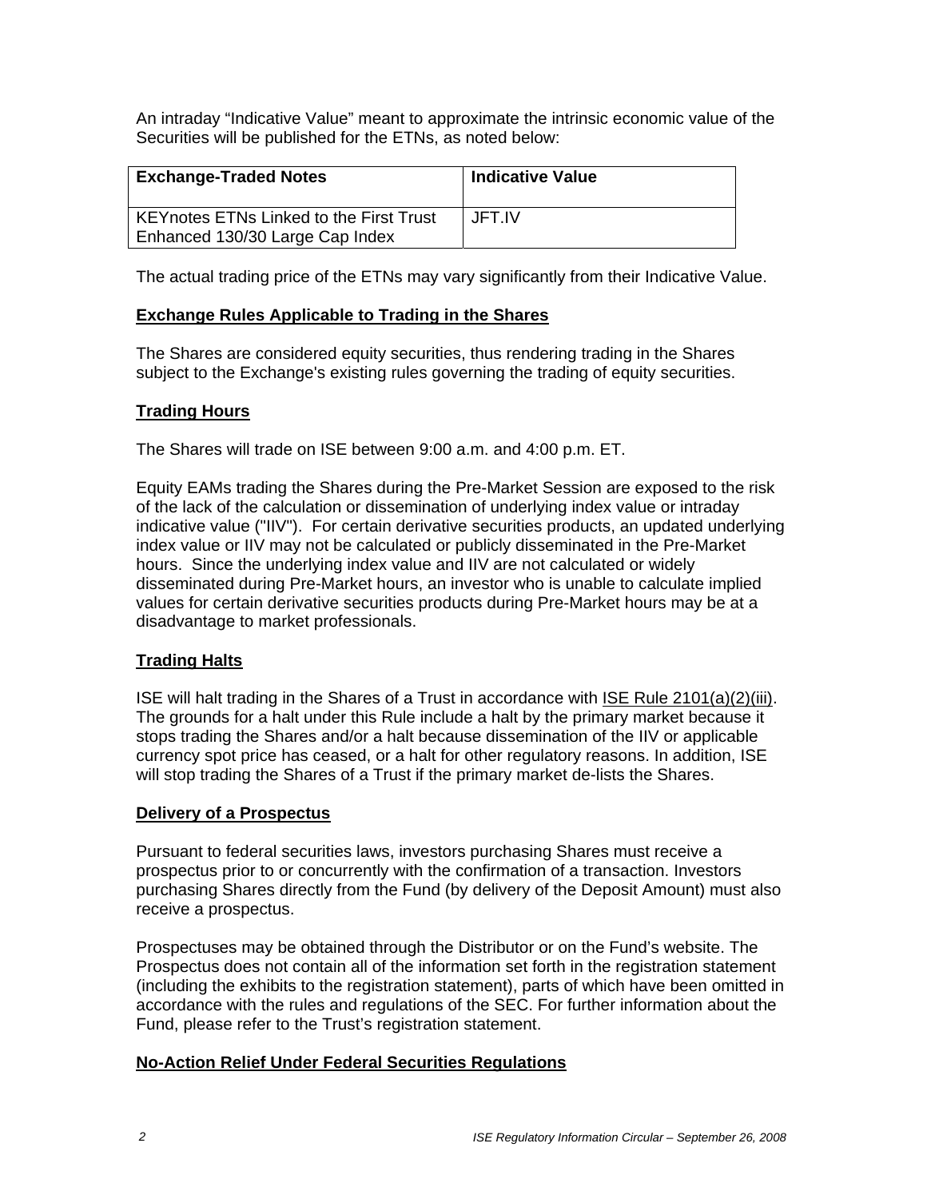An intraday "Indicative Value" meant to approximate the intrinsic economic value of the Securities will be published for the ETNs, as noted below:

| Exchange-Traded Notes | Indicative Value |
|---|---|
| KEYnotes ETNs Linked to the First Trust Enhanced 130/30 Large Cap Index | JFT.IV |

The actual trading price of the ETNs may vary significantly from their Indicative Value.

## Exchange Rules Applicable to Trading in the Shares

The Shares are considered equity securities, thus rendering trading in the Shares subject to the Exchange's existing rules governing the trading of equity securities.

## Trading Hours

The Shares will trade on ISE between 9:00 a.m. and 4:00 p.m. ET.

Equity EAMs trading the Shares during the Pre-Market Session are exposed to the risk of the lack of the calculation or dissemination of underlying index value or intraday indicative value ("IIV"). For certain derivative securities products, an updated underlying index value or IIV may not be calculated or publicly disseminated in the Pre-Market hours. Since the underlying index value and IIV are not calculated or widely disseminated during Pre-Market hours, an investor who is unable to calculate implied values for certain derivative securities products during Pre-Market hours may be at a disadvantage to market professionals.

## Trading Halts

ISE will halt trading in the Shares of a Trust in accordance with ISE Rule 2101(a)(2)(iii). The grounds for a halt under this Rule include a halt by the primary market because it stops trading the Shares and/or a halt because dissemination of the IIV or applicable currency spot price has ceased, or a halt for other regulatory reasons. In addition, ISE will stop trading the Shares of a Trust if the primary market de-lists the Shares.

## Delivery of a Prospectus

Pursuant to federal securities laws, investors purchasing Shares must receive a prospectus prior to or concurrently with the confirmation of a transaction. Investors purchasing Shares directly from the Fund (by delivery of the Deposit Amount) must also receive a prospectus.

Prospectuses may be obtained through the Distributor or on the Fund's website. The Prospectus does not contain all of the information set forth in the registration statement (including the exhibits to the registration statement), parts of which have been omitted in accordance with the rules and regulations of the SEC. For further information about the Fund, please refer to the Trust's registration statement.

## No-Action Relief Under Federal Securities Regulations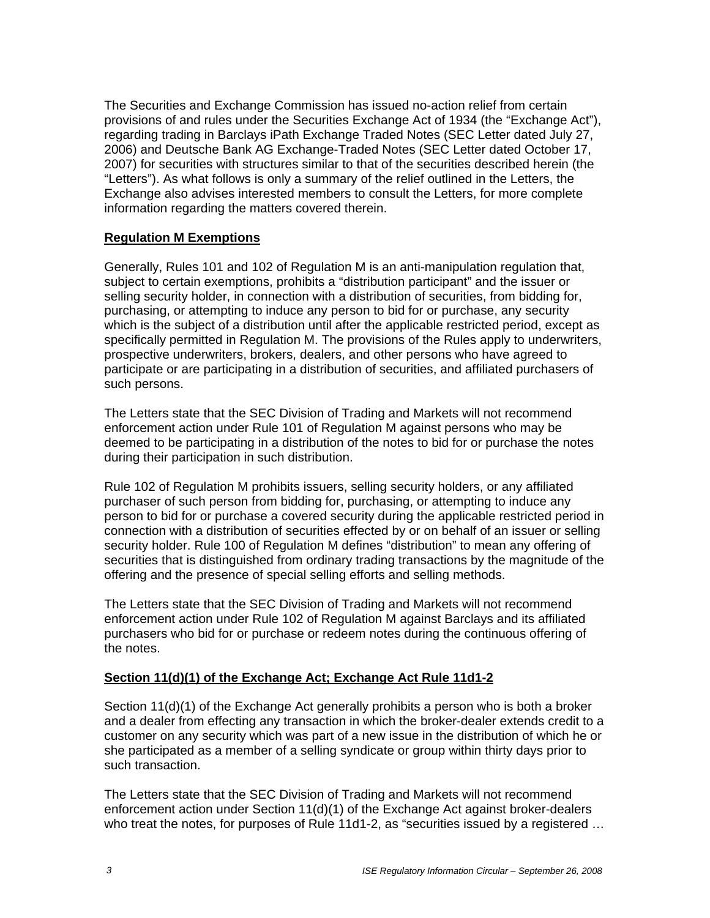The Securities and Exchange Commission has issued no-action relief from certain provisions of and rules under the Securities Exchange Act of 1934 (the "Exchange Act"), regarding trading in Barclays iPath Exchange Traded Notes (SEC Letter dated July 27, 2006) and Deutsche Bank AG Exchange-Traded Notes (SEC Letter dated October 17, 2007) for securities with structures similar to that of the securities described herein (the "Letters"). As what follows is only a summary of the relief outlined in the Letters, the Exchange also advises interested members to consult the Letters, for more complete information regarding the matters covered therein.

**Regulation M Exemptions**

Generally, Rules 101 and 102 of Regulation M is an anti-manipulation regulation that, subject to certain exemptions, prohibits a "distribution participant" and the issuer or selling security holder, in connection with a distribution of securities, from bidding for, purchasing, or attempting to induce any person to bid for or purchase, any security which is the subject of a distribution until after the applicable restricted period, except as specifically permitted in Regulation M. The provisions of the Rules apply to underwriters, prospective underwriters, brokers, dealers, and other persons who have agreed to participate or are participating in a distribution of securities, and affiliated purchasers of such persons.

The Letters state that the SEC Division of Trading and Markets will not recommend enforcement action under Rule 101 of Regulation M against persons who may be deemed to be participating in a distribution of the notes to bid for or purchase the notes during their participation in such distribution.

Rule 102 of Regulation M prohibits issuers, selling security holders, or any affiliated purchaser of such person from bidding for, purchasing, or attempting to induce any person to bid for or purchase a covered security during the applicable restricted period in connection with a distribution of securities effected by or on behalf of an issuer or selling security holder. Rule 100 of Regulation M defines "distribution" to mean any offering of securities that is distinguished from ordinary trading transactions by the magnitude of the offering and the presence of special selling efforts and selling methods.

The Letters state that the SEC Division of Trading and Markets will not recommend enforcement action under Rule 102 of Regulation M against Barclays and its affiliated purchasers who bid for or purchase or redeem notes during the continuous offering of the notes.

**Section 11(d)(1) of the Exchange Act; Exchange Act Rule 11d1-2**

Section 11(d)(1) of the Exchange Act generally prohibits a person who is both a broker and a dealer from effecting any transaction in which the broker-dealer extends credit to a customer on any security which was part of a new issue in the distribution of which he or she participated as a member of a selling syndicate or group within thirty days prior to such transaction.

The Letters state that the SEC Division of Trading and Markets will not recommend enforcement action under Section 11(d)(1) of the Exchange Act against broker-dealers who treat the notes, for purposes of Rule 11d1-2, as "securities issued by a registered …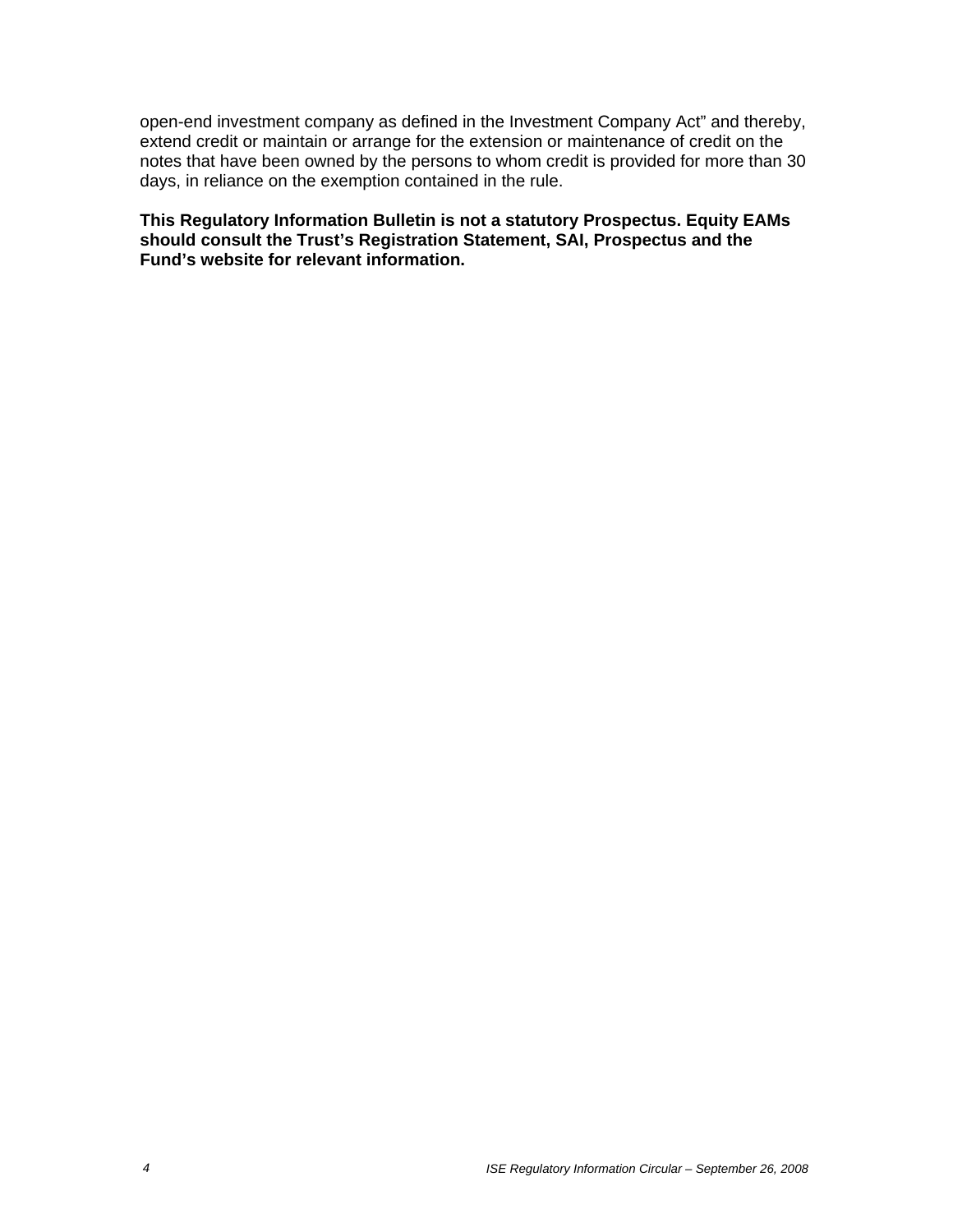open-end investment company as defined in the Investment Company Act" and thereby, extend credit or maintain or arrange for the extension or maintenance of credit on the notes that have been owned by the persons to whom credit is provided for more than 30 days, in reliance on the exemption contained in the rule.

**This Regulatory Information Bulletin is not a statutory Prospectus. Equity EAMs should consult the Trust's Registration Statement, SAI, Prospectus and the Fund's website for relevant information.**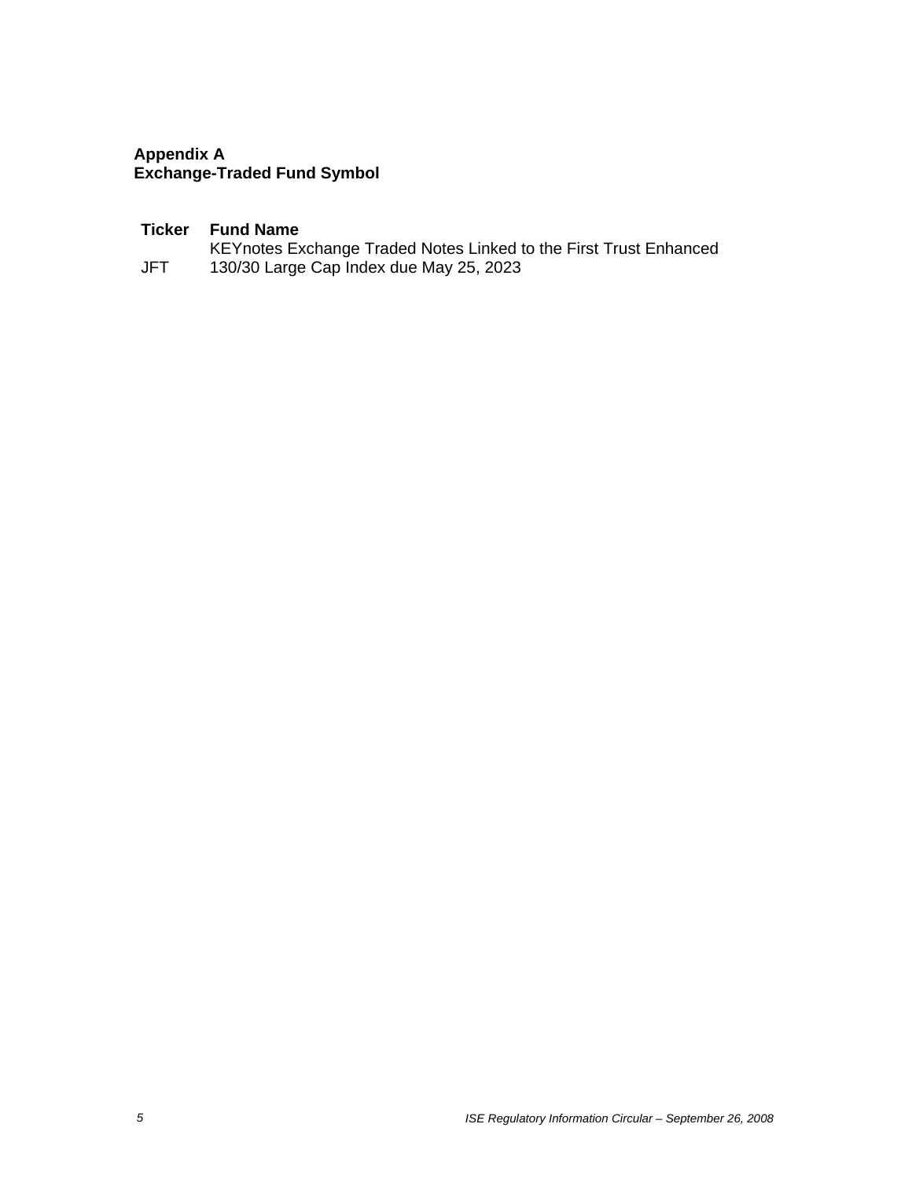**Appendix A**
**Exchange-Traded Fund Symbol**

| Ticker | Fund Name |
|---|---|
| JFT | KEYnotes Exchange Traded Notes Linked to the First Trust Enhanced 130/30 Large Cap Index due May 25, 2023 |